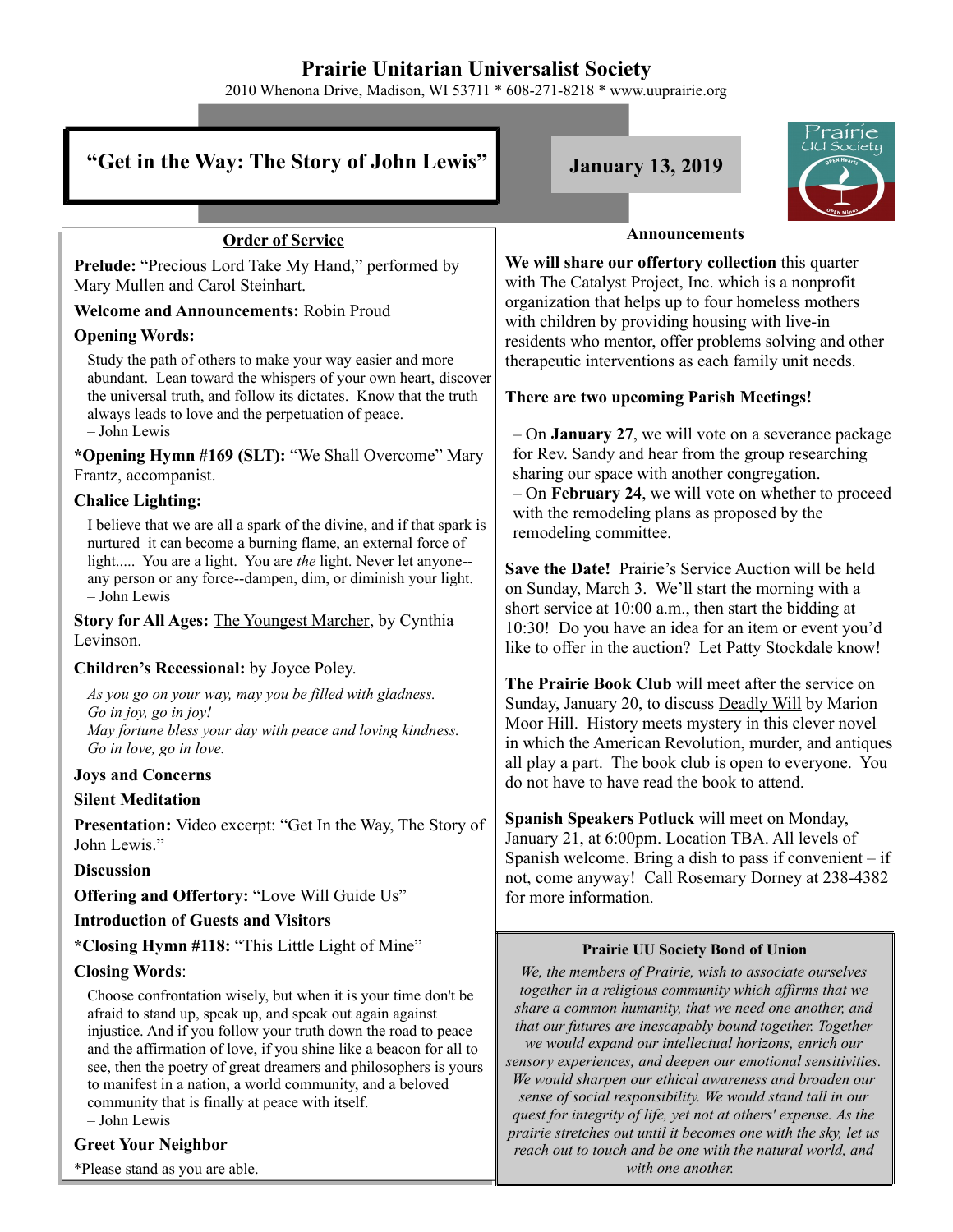# Prairie Unitarian Universalist Society

2010 Whenona Drive, Madison, WI 53711 * 608-271-8218 * www.uuprairie.org

## "Get in the Way: The Story of John Lewis"

## January 13, 2019

### Order of Service

**Prelude:** "Precious Lord Take My Hand," performed by Mary Mullen and Carol Steinhart.

**Welcome and Announcements:** Robin Proud

**Opening Words:**

Study the path of others to make your way easier and more abundant. Lean toward the whispers of your own heart, discover the universal truth, and follow its dictates. Know that the truth always leads to love and the perpetuation of peace.
– John Lewis

***Opening Hymn #169 (SLT):** "We Shall Overcome" Mary Frantz, accompanist.

**Chalice Lighting:**

I believe that we are all a spark of the divine, and if that spark is nurtured it can become a burning flame, an external force of light..... You are a light. You are *the* light. Never let anyone--any person or any force--dampen, dim, or diminish your light.
– John Lewis

**Story for All Ages:** The Youngest Marcher, by Cynthia Levinson.

**Children's Recessional:** by Joyce Poley.

*As you go on your way, may you be filled with gladness.*
*Go in joy, go in joy!*
*May fortune bless your day with peace and loving kindness.*
*Go in love, go in love.*

**Joys and Concerns**

**Silent Meditation**

**Presentation:** Video excerpt: "Get In the Way, The Story of John Lewis."

**Discussion**

**Offering and Offertory:** "Love Will Guide Us"

**Introduction of Guests and Visitors**

***Closing Hymn #118:** "This Little Light of Mine"

**Closing Words**:

Choose confrontation wisely, but when it is your time don't be afraid to stand up, speak up, and speak out again against injustice. And if you follow your truth down the road to peace and the affirmation of love, if you shine like a beacon for all to see, then the poetry of great dreamers and philosophers is yours to manifest in a nation, a world community, and a beloved community that is finally at peace with itself.
– John Lewis

**Greet Your Neighbor**

*Please stand as you are able.

### Announcements

**We will share our offertory collection** this quarter with The Catalyst Project, Inc. which is a nonprofit organization that helps up to four homeless mothers with children by providing housing with live-in residents who mentor, offer problems solving and other therapeutic interventions as each family unit needs.

**There are two upcoming Parish Meetings!**

– On **January 27**, we will vote on a severance package for Rev. Sandy and hear from the group researching sharing our space with another congregation.
– On **February 24**, we will vote on whether to proceed with the remodeling plans as proposed by the remodeling committee.

**Save the Date!** Prairie's Service Auction will be held on Sunday, March 3. We'll start the morning with a short service at 10:00 a.m., then start the bidding at 10:30! Do you have an idea for an item or event you'd like to offer in the auction? Let Patty Stockdale know!

**The Prairie Book Club** will meet after the service on Sunday, January 20, to discuss Deadly Will by Marion Moor Hill. History meets mystery in this clever novel in which the American Revolution, murder, and antiques all play a part. The book club is open to everyone. You do not have to have read the book to attend.

**Spanish Speakers Potluck** will meet on Monday, January 21, at 6:00pm. Location TBA. All levels of Spanish welcome. Bring a dish to pass if convenient – if not, come anyway! Call Rosemary Dorney at 238-4382 for more information.

**Prairie UU Society Bond of Union**

*We, the members of Prairie, wish to associate ourselves together in a religious community which affirms that we share a common humanity, that we need one another, and that our futures are inescapably bound together. Together we would expand our intellectual horizons, enrich our sensory experiences, and deepen our emotional sensitivities. We would sharpen our ethical awareness and broaden our sense of social responsibility. We would stand tall in our quest for integrity of life, yet not at others' expense. As the prairie stretches out until it becomes one with the sky, let us reach out to touch and be one with the natural world, and with one another.*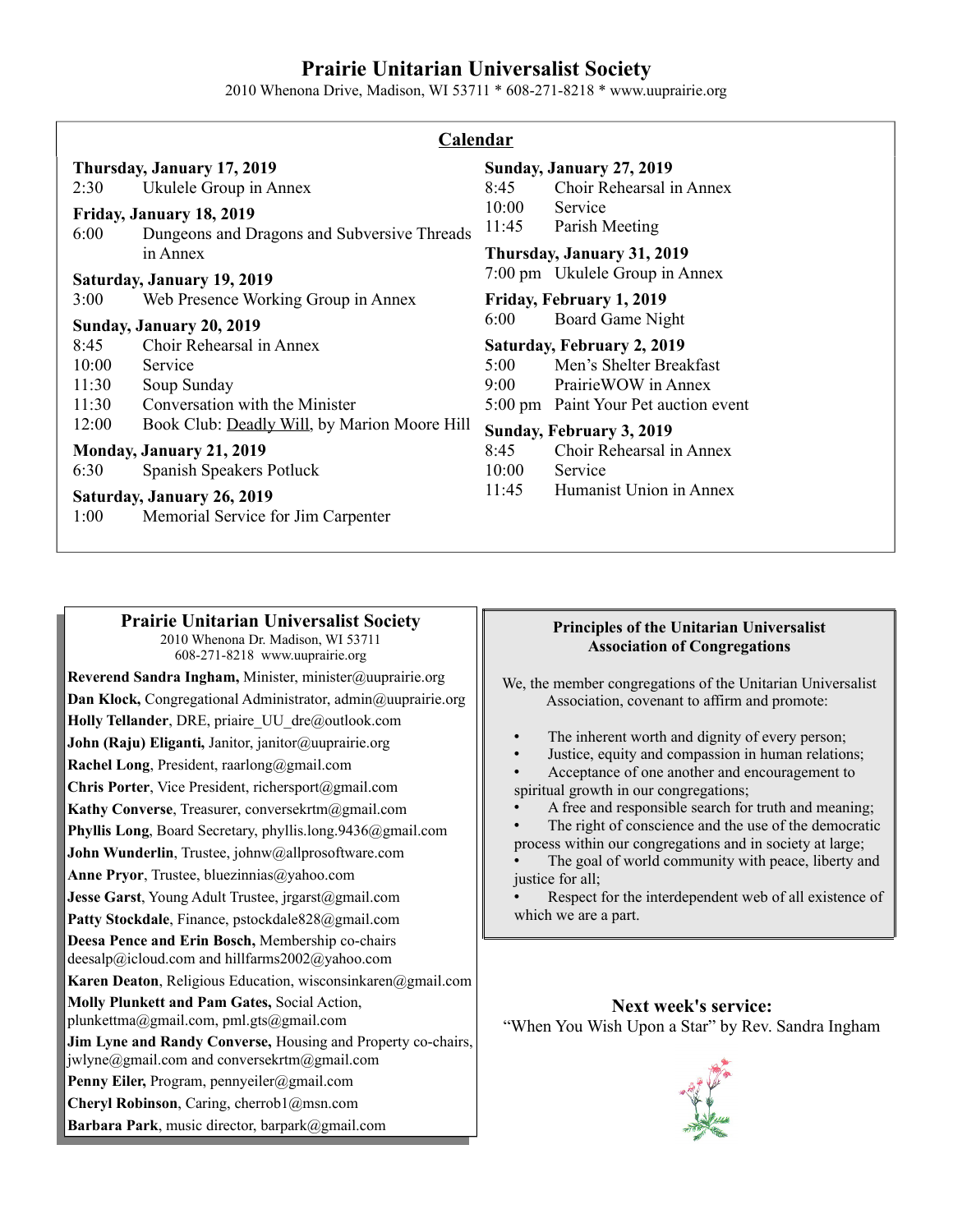# Prairie Unitarian Universalist Society

2010 Whenona Drive, Madison, WI 53711 * 608-271-8218 * www.uuprairie.org

## Calendar

**Thursday, January 17, 2019**
2:30 Ukulele Group in Annex

**Friday, January 18, 2019**
6:00 Dungeons and Dragons and Subversive Threads in Annex

**Saturday, January 19, 2019**
3:00 Web Presence Working Group in Annex

**Sunday, January 20, 2019**
8:45 Choir Rehearsal in Annex
10:00 Service
11:30 Soup Sunday
11:30 Conversation with the Minister
12:00 Book Club: Deadly Will, by Marion Moore Hill

**Monday, January 21, 2019**
6:30 Spanish Speakers Potluck

**Saturday, January 26, 2019**
1:00 Memorial Service for Jim Carpenter

**Sunday, January 27, 2019**
8:45 Choir Rehearsal in Annex
10:00 Service
11:45 Parish Meeting

**Thursday, January 31, 2019**
7:00 pm Ukulele Group in Annex

**Friday, February 1, 2019**
6:00 Board Game Night

**Saturday, February 2, 2019**
5:00 Men's Shelter Breakfast
9:00 PrairieWOW in Annex
5:00 pm Paint Your Pet auction event

**Sunday, February 3, 2019**
8:45 Choir Rehearsal in Annex
10:00 Service
11:45 Humanist Union in Annex

## Prairie Unitarian Universalist Society

2010 Whenona Dr. Madison, WI 53711
608-271-8218 www.uuprairie.org

**Reverend Sandra Ingham,** Minister, minister@uuprairie.org
**Dan Klock,** Congregational Administrator, admin@uuprairie.org
**Holly Tellander**, DRE, priaire_UU_dre@outlook.com
**John (Raju) Eliganti,** Janitor, janitor@uuprairie.org
**Rachel Long**, President, raarlong@gmail.com
**Chris Porter**, Vice President, richersport@gmail.com
**Kathy Converse**, Treasurer, conversekrtm@gmail.com
**Phyllis Long**, Board Secretary, phyllis.long.9436@gmail.com
**John Wunderlin**, Trustee, johnw@allprosoftware.com
**Anne Pryor**, Trustee, bluezinnias@yahoo.com
**Jesse Garst**, Young Adult Trustee, jrgarst@gmail.com
**Patty Stockdale**, Finance, pstockdale828@gmail.com
**Deesa Pence and Erin Bosch,** Membership co-chairs deesalp@icloud.com and hillfarms2002@yahoo.com
**Karen Deaton**, Religious Education, wisconsinkaren@gmail.com
**Molly Plunkett and Pam Gates,** Social Action, plunkettma@gmail.com, pml.gts@gmail.com
**Jim Lyne and Randy Converse,** Housing and Property co-chairs, jwlyne@gmail.com and conversekrtm@gmail.com
**Penny Eiler,** Program, pennyeiler@gmail.com
**Cheryl Robinson**, Caring, cherrob1@msn.com
**Barbara Park**, music director, barpark@gmail.com

### Principles of the Unitarian Universalist Association of Congregations

We, the member congregations of the Unitarian Universalist Association, covenant to affirm and promote:

- The inherent worth and dignity of every person;
- Justice, equity and compassion in human relations;
- Acceptance of one another and encouragement to spiritual growth in our congregations;
- A free and responsible search for truth and meaning;
- The right of conscience and the use of the democratic process within our congregations and in society at large;
- The goal of world community with peace, liberty and justice for all;
- Respect for the interdependent web of all existence of which we are a part.

### Next week's service:

"When You Wish Upon a Star" by Rev. Sandra Ingham